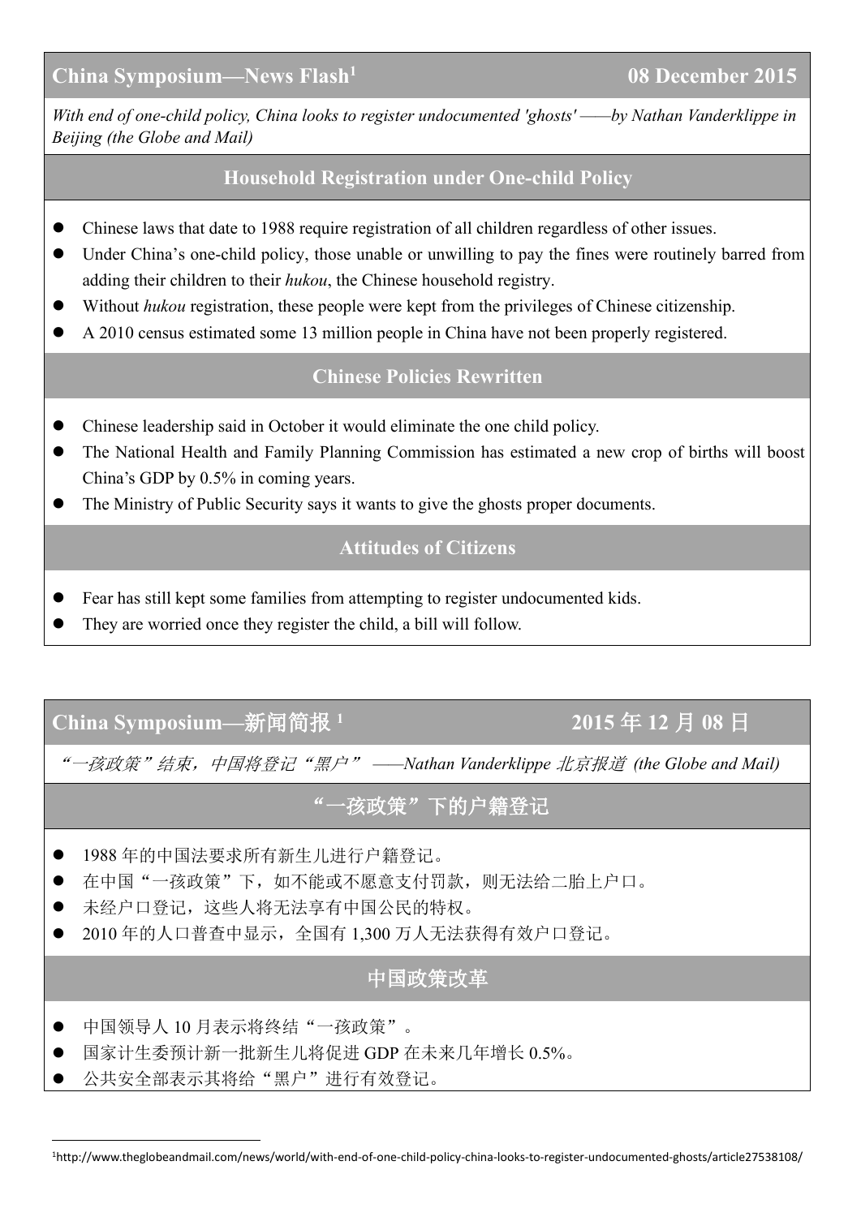## China Symposium—News Flash[1] 08 December 2015

*With end of one-child policy, China looks to register undocumented 'ghosts' ——by Nathan Vanderklippe in Beijing (the Globe and Mail)*

### Household Registration under One-child Policy

- Chinese laws that date to 1988 require registration of all children regardless of other issues.
- Under China's one-child policy, those unable or unwilling to pay the fines were routinely barred from adding their children to their *hukou*, the Chinese household registry.
- Without *hukou* registration, these people were kept from the privileges of Chinese citizenship.
- A 2010 census estimated some 13 million people in China have not been properly registered.

### Chinese Policies Rewritten

- Chinese leadership said in October it would eliminate the one child policy.
- The National Health and Family Planning Commission has estimated a new crop of births will boost China's GDP by 0.5% in coming years.
- The Ministry of Public Security says it wants to give the ghosts proper documents.

### Attitudes of Citizens

- Fear has still kept some families from attempting to register undocumented kids.
- They are worried once they register the child, a bill will follow.

## China Symposium—新闻简报[1] 2015 年 12 月 08 日

*"一孩政策"结束，中国将登记"黑户" ——Nathan Vanderklippe 北京报道 (the Globe and Mail)*

### "一孩政策"下的户籍登记

- 1988 年的中国法要求所有新生儿进行户籍登记。
- 在中国"一孩政策"下，如不能或不愿意支付罚款，则无法给二胎上户口。
- 未经户口登记，这些人将无法享有中国公民的特权。
- 2010 年的人口普查中显示，全国有 1,300 万人无法获得有效户口登记。

### 中国政策改革

- 中国领导人 10 月表示将终结"一孩政策"。
- 国家计生委预计新一批新生儿将促进 GDP 在未来几年增长 0.5%。
- 公共安全部表示其将给"黑户"进行有效登记。

[1] http://www.theglobeandmail.com/news/world/with-end-of-one-child-policy-china-looks-to-register-undocumented-ghosts/article27538108/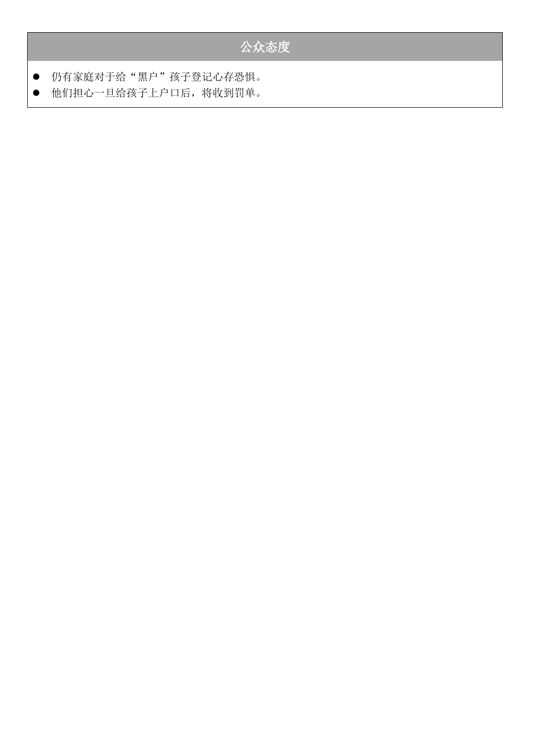## 公众态度

- 仍有家庭对于给“黑户”孩子登记心存恐惧。
- 他们担心一旦给孩子上户口后，将收到罚单。